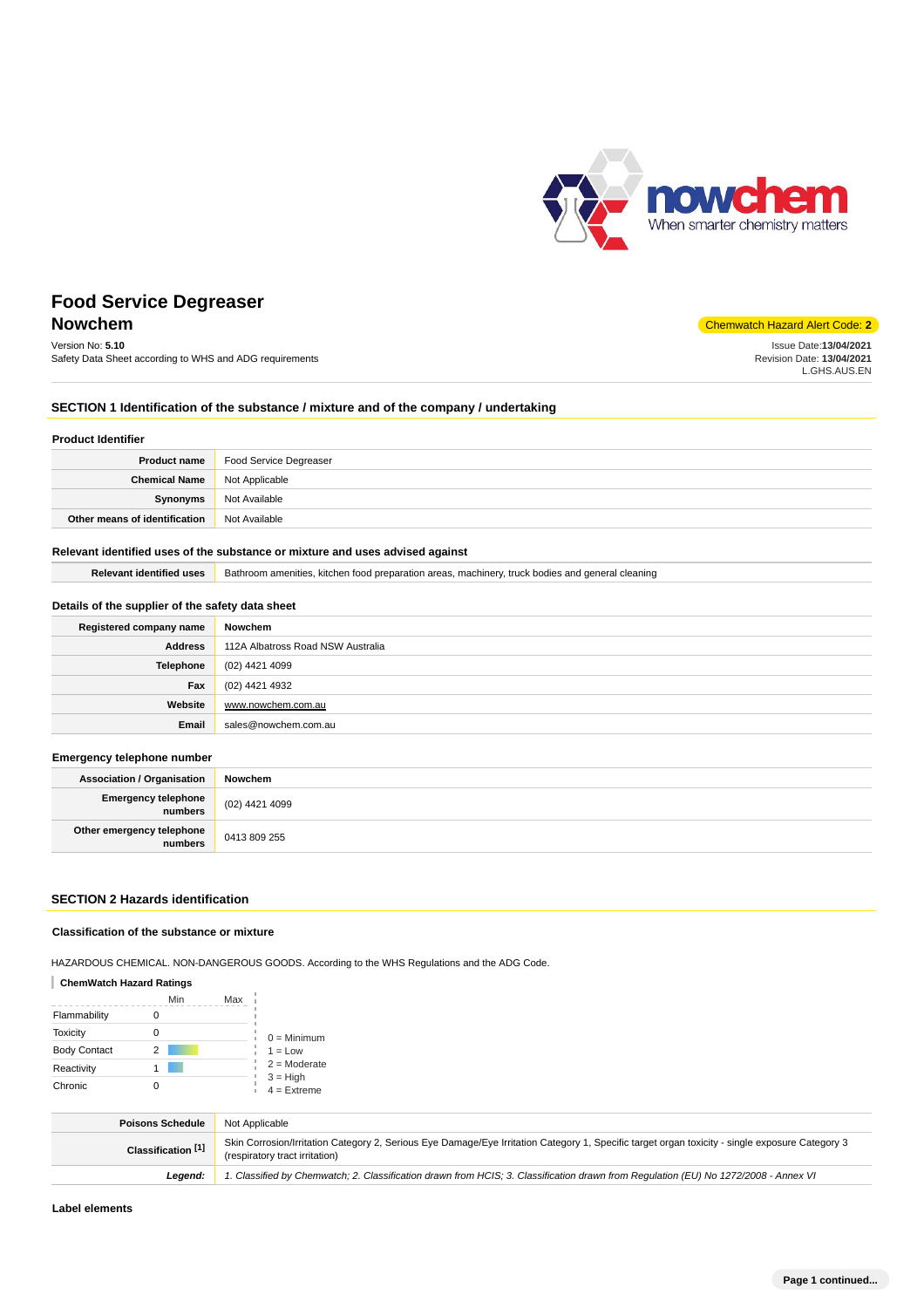# Food Service Degreaser

## Nowchem

Chemwatch Hazard Alert Code: **2**

Version No: **5.10**
Safety Data Sheet according to WHS and ADG requirements

Issue Date:**13/04/2021**
Revision Date: **13/04/2021**
L.GHS.AUS.EN

## SECTION 1 Identification of the substance / mixture and of the company / undertaking

### Product Identifier

| | |
|---|---|
| **Product name** | Food Service Degreaser |
| **Chemical Name** | Not Applicable |
| **Synonyms** | Not Available |
| **Other means of identification** | Not Available |

### Relevant identified uses of the substance or mixture and uses advised against

| | |
|---|---|
| **Relevant identified uses** | Bathroom amenities, kitchen food preparation areas, machinery, truck bodies and general cleaning |

### Details of the supplier of the safety data sheet

| | |
|---|---|
| **Registered company name** | **Nowchem** |
| **Address** | 112A Albatross Road NSW Australia |
| **Telephone** | (02) 4421 4099 |
| **Fax** | (02) 4421 4932 |
| **Website** | www.nowchem.com.au |
| **Email** | sales@nowchem.com.au |

### Emergency telephone number

| | |
|---|---|
| **Association / Organisation** | **Nowchem** |
| **Emergency telephone numbers** | (02) 4421 4099 |
| **Other emergency telephone numbers** | 0413 809 255 |

## SECTION 2 Hazards identification

### Classification of the substance or mixture

HAZARDOUS CHEMICAL. NON-DANGEROUS GOODS. According to the WHS Regulations and the ADG Code.

**ChemWatch Hazard Ratings**

| | Min | Max |
|---|---|---|
| Flammability | 0 | |
| Toxicity | 0 | |
| Body Contact | 2 | |
| Reactivity | 1 | |
| Chronic | 0 | |

0 = Minimum
1 = Low
2 = Moderate
3 = High
4 = Extreme

| | |
|---|---|
| **Poisons Schedule** | Not Applicable |
| **Classification [1]** | Skin Corrosion/Irritation Category 2, Serious Eye Damage/Eye Irritation Category 1, Specific target organ toxicity - single exposure Category 3 (respiratory tract irritation) |
| ***Legend:*** | *1. Classified by Chemwatch; 2. Classification drawn from HCIS; 3. Classification drawn from Regulation (EU) No 1272/2008 - Annex VI* |

### Label elements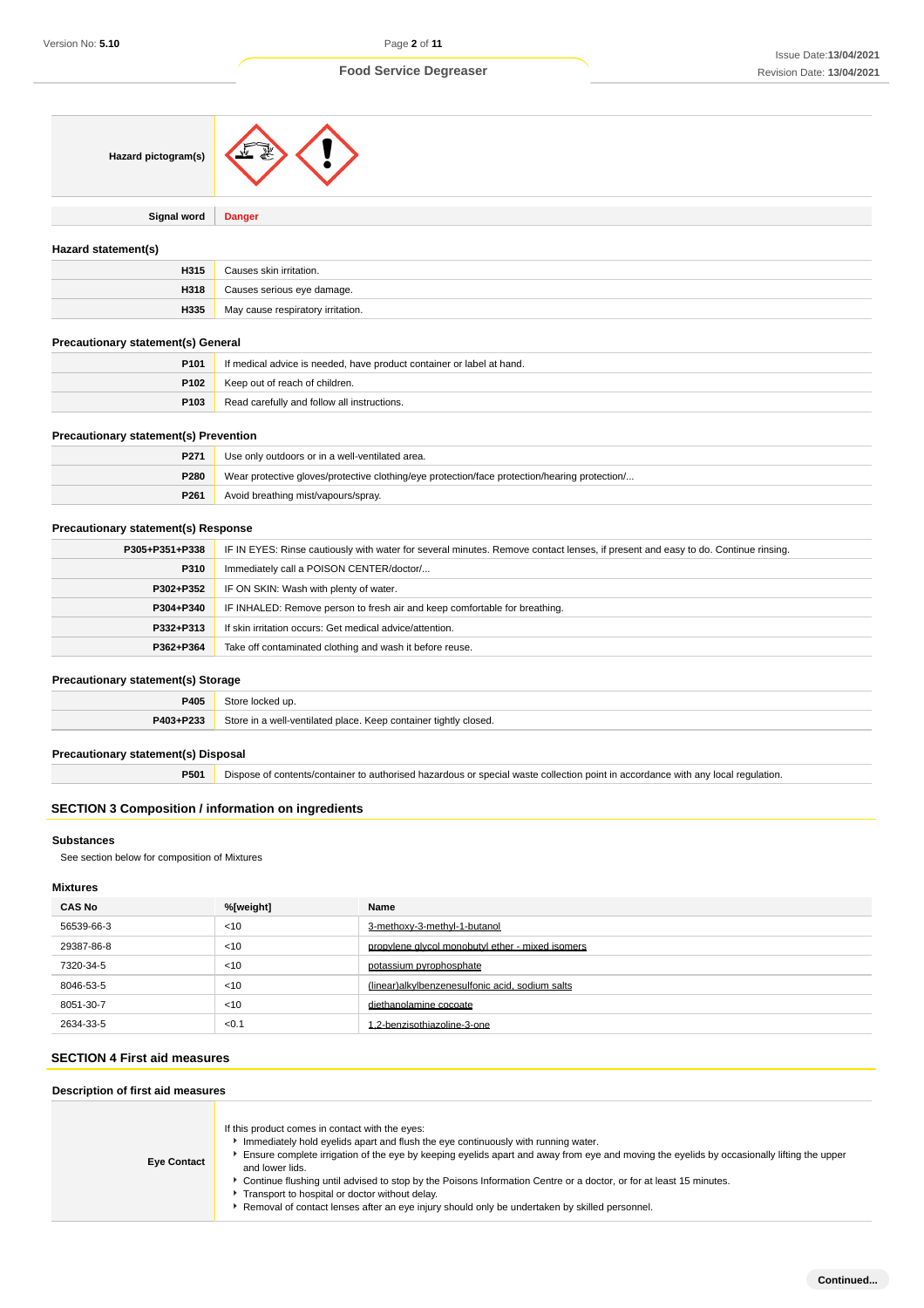| | |
|---|---|
| **Hazard pictogram(s)** | |
| **Signal word** | **Danger** |

### Hazard statement(s)

| | |
|---|---|
| **H315** | Causes skin irritation. |
| **H318** | Causes serious eye damage. |
| **H335** | May cause respiratory irritation. |

### Precautionary statement(s) General

| | |
|---|---|
| **P101** | If medical advice is needed, have product container or label at hand. |
| **P102** | Keep out of reach of children. |
| **P103** | Read carefully and follow all instructions. |

### Precautionary statement(s) Prevention

| | |
|---|---|
| **P271** | Use only outdoors or in a well-ventilated area. |
| **P280** | Wear protective gloves/protective clothing/eye protection/face protection/hearing protection/... |
| **P261** | Avoid breathing mist/vapours/spray. |

### Precautionary statement(s) Response

| | |
|---|---|
| **P305+P351+P338** | IF IN EYES: Rinse cautiously with water for several minutes. Remove contact lenses, if present and easy to do. Continue rinsing. |
| **P310** | Immediately call a POISON CENTER/doctor/... |
| **P302+P352** | IF ON SKIN: Wash with plenty of water. |
| **P304+P340** | IF INHALED: Remove person to fresh air and keep comfortable for breathing. |
| **P332+P313** | If skin irritation occurs: Get medical advice/attention. |
| **P362+P364** | Take off contaminated clothing and wash it before reuse. |

### Precautionary statement(s) Storage

| | |
|---|---|
| **P405** | Store locked up. |
| **P403+P233** | Store in a well-ventilated place. Keep container tightly closed. |

### Precautionary statement(s) Disposal

| | |
|---|---|
| **P501** | Dispose of contents/container to authorised hazardous or special waste collection point in accordance with any local regulation. |

## SECTION 3 Composition / information on ingredients

### Substances

See section below for composition of Mixtures

### Mixtures

| CAS No | %[weight] | Name |
|---|---|---|
| 56539-66-3 | <10 | 3-methoxy-3-methyl-1-butanol |
| 29387-86-8 | <10 | propylene glycol monobutyl ether - mixed isomers |
| 7320-34-5 | <10 | potassium pyrophosphate |
| 8046-53-5 | <10 | (linear)alkylbenzenesulfonic acid, sodium salts |
| 8051-30-7 | <10 | diethanolamine cocoate |
| 2634-33-5 | <0.1 | 1,2-benzisothiazoline-3-one |

## SECTION 4 First aid measures

### Description of first aid measures

| | |
|---|---|
| **Eye Contact** | If this product comes in contact with the eyes:<br>▸ Immediately hold eyelids apart and flush the eye continuously with running water.<br>▸ Ensure complete irrigation of the eye by keeping eyelids apart and away from eye and moving the eyelids by occasionally lifting the upper and lower lids.<br>▸ Continue flushing until advised to stop by the Poisons Information Centre or a doctor, or for at least 15 minutes.<br>▸ Transport to hospital or doctor without delay.<br>▸ Removal of contact lenses after an eye injury should only be undertaken by skilled personnel. |

**Continued...**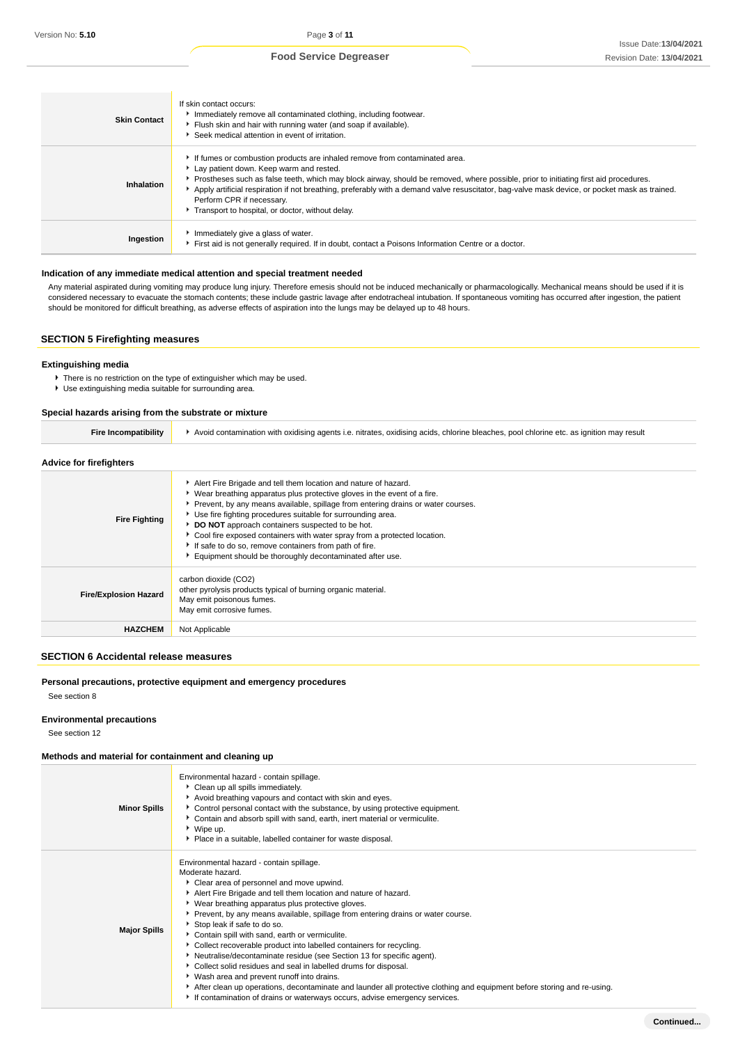| | |
|---|---|
| **Skin Contact** | If skin contact occurs:<br>• Immediately remove all contaminated clothing, including footwear.<br>• Flush skin and hair with running water (and soap if available).<br>• Seek medical attention in event of irritation. |
| **Inhalation** | • If fumes or combustion products are inhaled remove from contaminated area.<br>• Lay patient down. Keep warm and rested.<br>• Prostheses such as false teeth, which may block airway, should be removed, where possible, prior to initiating first aid procedures.<br>• Apply artificial respiration if not breathing, preferably with a demand valve resuscitator, bag-valve mask device, or pocket mask as trained. Perform CPR if necessary.<br>• Transport to hospital, or doctor, without delay. |
| **Ingestion** | • Immediately give a glass of water.<br>• First aid is not generally required. If in doubt, contact a Poisons Information Centre or a doctor. |

### Indication of any immediate medical attention and special treatment needed

Any material aspirated during vomiting may produce lung injury. Therefore emesis should not be induced mechanically or pharmacologically. Mechanical means should be used if it is considered necessary to evacuate the stomach contents; these include gastric lavage after endotracheal intubation. If spontaneous vomiting has occurred after ingestion, the patient should be monitored for difficult breathing, as adverse effects of aspiration into the lungs may be delayed up to 48 hours.

## SECTION 5 Firefighting measures

### Extinguishing media

- There is no restriction on the type of extinguisher which may be used.
- Use extinguishing media suitable for surrounding area.

### Special hazards arising from the substrate or mixture

| | |
|---|---|
| **Fire Incompatibility** | • Avoid contamination with oxidising agents i.e. nitrates, oxidising acids, chlorine bleaches, pool chlorine etc. as ignition may result |

### Advice for firefighters

| | |
|---|---|
| **Fire Fighting** | • Alert Fire Brigade and tell them location and nature of hazard.<br>• Wear breathing apparatus plus protective gloves in the event of a fire.<br>• Prevent, by any means available, spillage from entering drains or water courses.<br>• Use fire fighting procedures suitable for surrounding area.<br>• **DO NOT** approach containers suspected to be hot.<br>• Cool fire exposed containers with water spray from a protected location.<br>• If safe to do so, remove containers from path of fire.<br>• Equipment should be thoroughly decontaminated after use. |
| **Fire/Explosion Hazard** | carbon dioxide ($CO_2$)<br>other pyrolysis products typical of burning organic material.<br>May emit poisonous fumes.<br>May emit corrosive fumes. |
| **HAZCHEM** | Not Applicable |

## SECTION 6 Accidental release measures

### Personal precautions, protective equipment and emergency procedures

See section 8

### Environmental precautions

See section 12

### Methods and material for containment and cleaning up

| | |
|---|---|
| **Minor Spills** | Environmental hazard - contain spillage.<br>• Clean up all spills immediately.<br>• Avoid breathing vapours and contact with skin and eyes.<br>• Control personal contact with the substance, by using protective equipment.<br>• Contain and absorb spill with sand, earth, inert material or vermiculite.<br>• Wipe up.<br>• Place in a suitable, labelled container for waste disposal. |
| **Major Spills** | Environmental hazard - contain spillage.<br>Moderate hazard.<br>• Clear area of personnel and move upwind.<br>• Alert Fire Brigade and tell them location and nature of hazard.<br>• Wear breathing apparatus plus protective gloves.<br>• Prevent, by any means available, spillage from entering drains or water course.<br>• Stop leak if safe to do so.<br>• Contain spill with sand, earth or vermiculite.<br>• Collect recoverable product into labelled containers for recycling.<br>• Neutralise/decontaminate residue (see Section 13 for specific agent).<br>• Collect solid residues and seal in labelled drums for disposal.<br>• Wash area and prevent runoff into drains.<br>• After clean up operations, decontaminate and launder all protective clothing and equipment before storing and re-using.<br>• If contamination of drains or waterways occurs, advise emergency services. |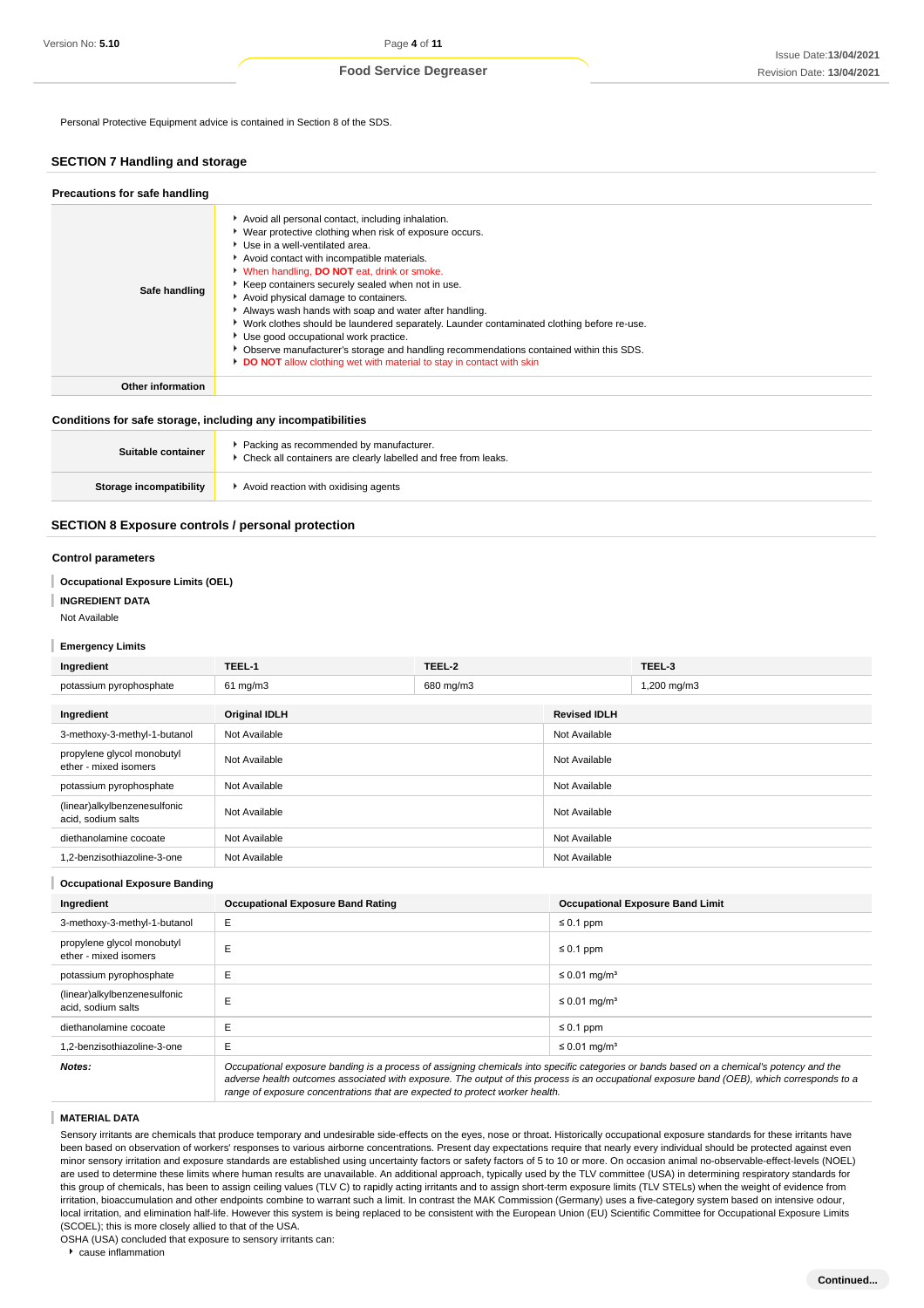Personal Protective Equipment advice is contained in Section 8 of the SDS.

## SECTION 7 Handling and storage

### Precautions for safe handling

| | |
|---|---|
| **Safe handling** | - Avoid all personal contact, including inhalation.<br>- Wear protective clothing when risk of exposure occurs.<br>- Use in a well-ventilated area.<br>- Avoid contact with incompatible materials.<br>- When handling, **DO NOT** eat, drink or smoke.<br>- Keep containers securely sealed when not in use.<br>- Avoid physical damage to containers.<br>- Always wash hands with soap and water after handling.<br>- Work clothes should be laundered separately. Launder contaminated clothing before re-use.<br>- Use good occupational work practice.<br>- Observe manufacturer's storage and handling recommendations contained within this SDS.<br>- **DO NOT** allow clothing wet with material to stay in contact with skin |
| **Other information** | |

### Conditions for safe storage, including any incompatibilities

| | |
|---|---|
| **Suitable container** | - Packing as recommended by manufacturer.<br>- Check all containers are clearly labelled and free from leaks. |
| **Storage incompatibility** | - Avoid reaction with oxidising agents |

## SECTION 8 Exposure controls / personal protection

### Control parameters

**Occupational Exposure Limits (OEL)**

**INGREDIENT DATA**

Not Available

**Emergency Limits**

| Ingredient | TEEL-1 | TEEL-2 | TEEL-3 |
|---|---|---|---|
| potassium pyrophosphate | 61 mg/m3 | 680 mg/m3 | 1,200 mg/m3 |

| Ingredient | Original IDLH | Revised IDLH |
|---|---|---|
| 3-methoxy-3-methyl-1-butanol | Not Available | Not Available |
| propylene glycol monobutyl ether - mixed isomers | Not Available | Not Available |
| potassium pyrophosphate | Not Available | Not Available |
| (linear)alkylbenzenesulfonic acid, sodium salts | Not Available | Not Available |
| diethanolamine cocoate | Not Available | Not Available |
| 1,2-benzisothiazoline-3-one | Not Available | Not Available |

**Occupational Exposure Banding**

| Ingredient | Occupational Exposure Band Rating | Occupational Exposure Band Limit |
|---|---|---|
| 3-methoxy-3-methyl-1-butanol | E | ≤ 0.1 ppm |
| propylene glycol monobutyl ether - mixed isomers | E | ≤ 0.1 ppm |
| potassium pyrophosphate | E | ≤ 0.01 mg/m³ |
| (linear)alkylbenzenesulfonic acid, sodium salts | E | ≤ 0.01 mg/m³ |
| diethanolamine cocoate | E | ≤ 0.1 ppm |
| 1,2-benzisothiazoline-3-one | E | ≤ 0.01 mg/m³ |
| ***Notes:*** | *Occupational exposure banding is a process of assigning chemicals into specific categories or bands based on a chemical's potency and the adverse health outcomes associated with exposure. The output of this process is an occupational exposure band (OEB), which corresponds to a range of exposure concentrations that are expected to protect worker health.* | |

**MATERIAL DATA**

Sensory irritants are chemicals that produce temporary and undesirable side-effects on the eyes, nose or throat. Historically occupational exposure standards for these irritants have been based on observation of workers' responses to various airborne concentrations. Present day expectations require that nearly every individual should be protected against even minor sensory irritation and exposure standards are established using uncertainty factors or safety factors of 5 to 10 or more. On occasion animal no-observable-effect-levels (NOEL) are used to determine these limits where human results are unavailable. An additional approach, typically used by the TLV committee (USA) in determining respiratory standards for this group of chemicals, has been to assign ceiling values (TLV C) to rapidly acting irritants and to assign short-term exposure limits (TLV STELs) when the weight of evidence from irritation, bioaccumulation and other endpoints combine to warrant such a limit. In contrast the MAK Commission (Germany) uses a five-category system based on intensive odour, local irritation, and elimination half-life. However this system is being replaced to be consistent with the European Union (EU) Scientific Committee for Occupational Exposure Limits (SCOEL); this is more closely allied to that of the USA.

OSHA (USA) concluded that exposure to sensory irritants can:

- cause inflammation

Continued...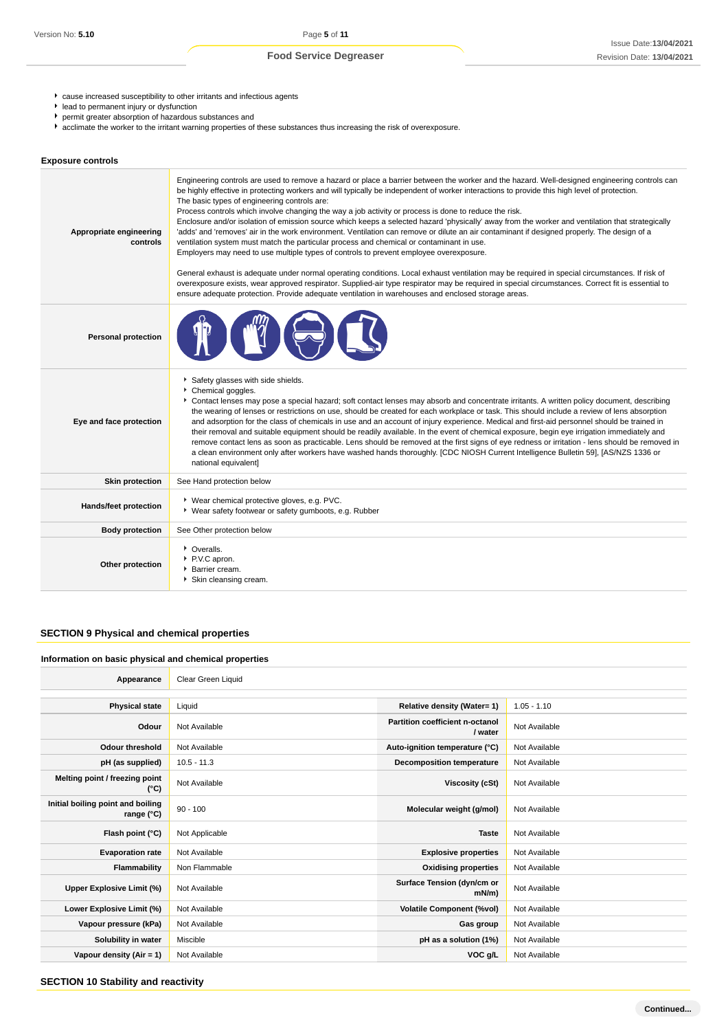- cause increased susceptibility to other irritants and infectious agents
- lead to permanent injury or dysfunction
- permit greater absorption of hazardous substances and
- acclimate the worker to the irritant warning properties of these substances thus increasing the risk of overexposure.

### Exposure controls

| | |
|---|---|
| **Appropriate engineering controls** | Engineering controls are used to remove a hazard or place a barrier between the worker and the hazard. Well-designed engineering controls can be highly effective in protecting workers and will typically be independent of worker interactions to provide this high level of protection.<br>The basic types of engineering controls are:<br>Process controls which involve changing the way a job activity or process is done to reduce the risk.<br>Enclosure and/or isolation of emission source which keeps a selected hazard 'physically' away from the worker and ventilation that strategically 'adds' and 'removes' air in the work environment. Ventilation can remove or dilute an air contaminant if designed properly. The design of a ventilation system must match the particular process and chemical or contaminant in use.<br>Employers may need to use multiple types of controls to prevent employee overexposure.<br><br>General exhaust is adequate under normal operating conditions. Local exhaust ventilation may be required in special circumstances. If risk of overexposure exists, wear approved respirator. Supplied-air type respirator may be required in special circumstances. Correct fit is essential to ensure adequate protection. Provide adequate ventilation in warehouses and enclosed storage areas. |
| **Personal protection** | |
| **Eye and face protection** | - Safety glasses with side shields.<br>- Chemical goggles.<br>- Contact lenses may pose a special hazard; soft contact lenses may absorb and concentrate irritants. A written policy document, describing the wearing of lenses or restrictions on use, should be created for each workplace or task. This should include a review of lens absorption and adsorption for the class of chemicals in use and an account of injury experience. Medical and first-aid personnel should be trained in their removal and suitable equipment should be readily available. In the event of chemical exposure, begin eye irrigation immediately and remove contact lens as soon as practicable. Lens should be removed at the first signs of eye redness or irritation - lens should be removed in a clean environment only after workers have washed hands thoroughly. [CDC NIOSH Current Intelligence Bulletin 59], [AS/NZS 1336 or national equivalent] |
| **Skin protection** | See Hand protection below |
| **Hands/feet protection** | - Wear chemical protective gloves, e.g. PVC.<br>- Wear safety footwear or safety gumboots, e.g. Rubber |
| **Body protection** | See Other protection below |
| **Other protection** | - Overalls.<br>- P.V.C apron.<br>- Barrier cream.<br>- Skin cleansing cream. |

## SECTION 9 Physical and chemical properties

### Information on basic physical and chemical properties

| | | | |
|---|---|---|---|
| **Appearance** | Clear Green Liquid | | |
| **Physical state** | Liquid | **Relative density (Water= 1)** | 1.05 - 1.10 |
| **Odour** | Not Available | **Partition coefficient n-octanol / water** | Not Available |
| **Odour threshold** | Not Available | **Auto-ignition temperature (°C)** | Not Available |
| **pH (as supplied)** | 10.5 - 11.3 | **Decomposition temperature** | Not Available |
| **Melting point / freezing point (°C)** | Not Available | **Viscosity (cSt)** | Not Available |
| **Initial boiling point and boiling range (°C)** | 90 - 100 | **Molecular weight (g/mol)** | Not Available |
| **Flash point (°C)** | Not Applicable | **Taste** | Not Available |
| **Evaporation rate** | Not Available | **Explosive properties** | Not Available |
| **Flammability** | Non Flammable | **Oxidising properties** | Not Available |
| **Upper Explosive Limit (%)** | Not Available | **Surface Tension (dyn/cm or mN/m)** | Not Available |
| **Lower Explosive Limit (%)** | Not Available | **Volatile Component (%vol)** | Not Available |
| **Vapour pressure (kPa)** | Not Available | **Gas group** | Not Available |
| **Solubility in water** | Miscible | **pH as a solution (1%)** | Not Available |
| **Vapour density (Air = 1)** | Not Available | **VOC g/L** | Not Available |

## SECTION 10 Stability and reactivity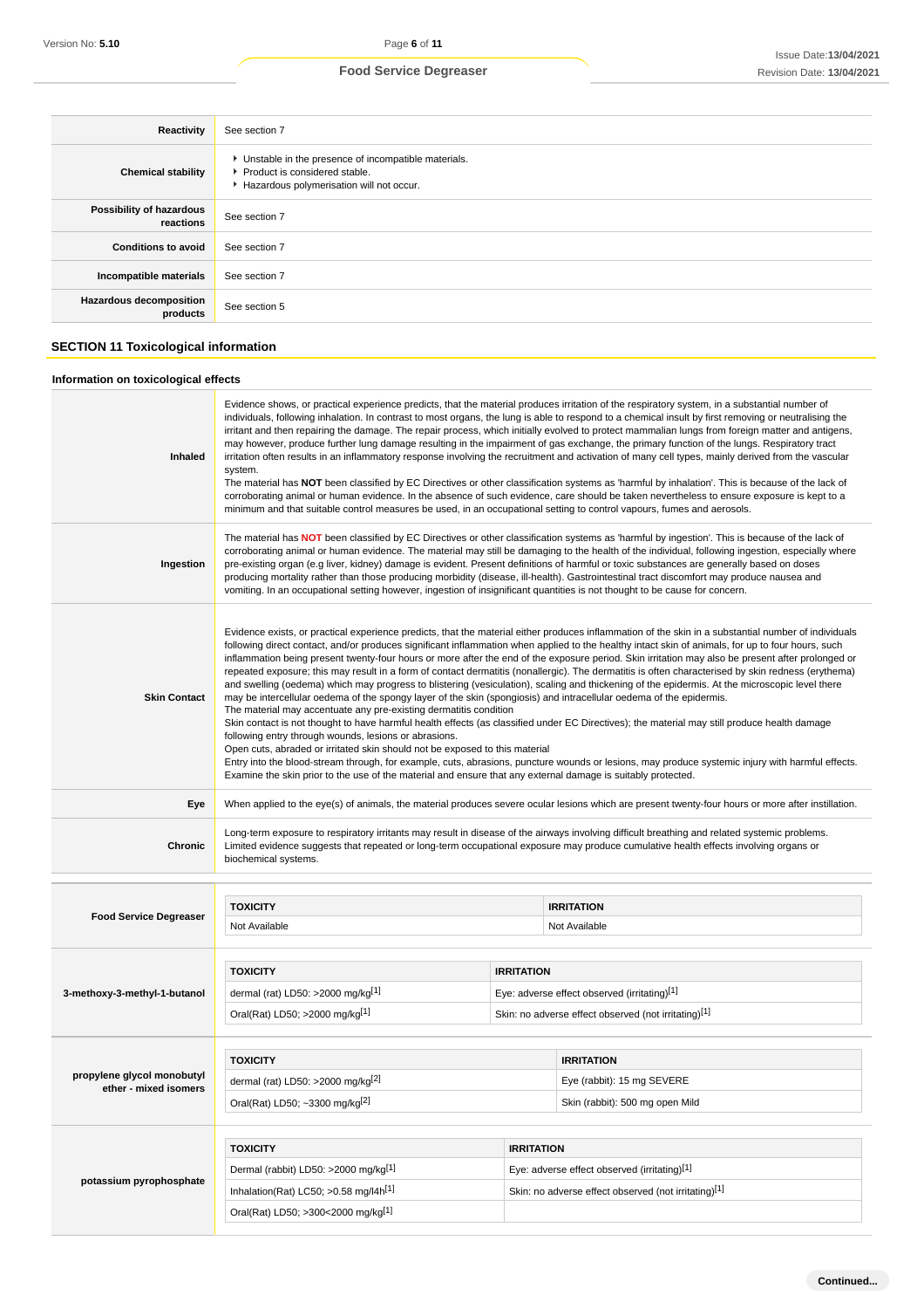| | |
|---|---|
| **Reactivity** | See section 7 |
| **Chemical stability** | ▸ Unstable in the presence of incompatible materials.<br>▸ Product is considered stable.<br>▸ Hazardous polymerisation will not occur. |
| **Possibility of hazardous reactions** | See section 7 |
| **Conditions to avoid** | See section 7 |
| **Incompatible materials** | See section 7 |
| **Hazardous decomposition products** | See section 5 |

## SECTION 11 Toxicological information

### Information on toxicological effects

| | |
|---|---|
| **Inhaled** | Evidence shows, or practical experience predicts, that the material produces irritation of the respiratory system, in a substantial number of individuals, following inhalation. In contrast to most organs, the lung is able to respond to a chemical insult by first removing or neutralising the irritant and then repairing the damage. The repair process, which initially evolved to protect mammalian lungs from foreign matter and antigens, may however, produce further lung damage resulting in the impairment of gas exchange, the primary function of the lungs. Respiratory tract irritation often results in an inflammatory response involving the recruitment and activation of many cell types, mainly derived from the vascular system.<br>The material has **NOT** been classified by EC Directives or other classification systems as 'harmful by inhalation'. This is because of the lack of corroborating animal or human evidence. In the absence of such evidence, care should be taken nevertheless to ensure exposure is kept to a minimum and that suitable control measures be used, in an occupational setting to control vapours, fumes and aerosols. |
| **Ingestion** | The material has **NOT** been classified by EC Directives or other classification systems as 'harmful by ingestion'. This is because of the lack of corroborating animal or human evidence. The material may still be damaging to the health of the individual, following ingestion, especially where pre-existing organ (e.g liver, kidney) damage is evident. Present definitions of harmful or toxic substances are generally based on doses producing mortality rather than those producing morbidity (disease, ill-health). Gastrointestinal tract discomfort may produce nausea and vomiting. In an occupational setting however, ingestion of insignificant quantities is not thought to be cause for concern. |
| **Skin Contact** | Evidence exists, or practical experience predicts, that the material either produces inflammation of the skin in a substantial number of individuals following direct contact, and/or produces significant inflammation when applied to the healthy intact skin of animals, for up to four hours, such inflammation being present twenty-four hours or more after the end of the exposure period. Skin irritation may also be present after prolonged or repeated exposure; this may result in a form of contact dermatitis (nonallergic). The dermatitis is often characterised by skin redness (erythema) and swelling (oedema) which may progress to blistering (vesiculation), scaling and thickening of the epidermis. At the microscopic level there may be intercellular oedema of the spongy layer of the skin (spongiosis) and intracellular oedema of the epidermis.<br>The material may accentuate any pre-existing dermatitis condition<br>Skin contact is not thought to have harmful health effects (as classified under EC Directives); the material may still produce health damage following entry through wounds, lesions or abrasions.<br>Open cuts, abraded or irritated skin should not be exposed to this material<br>Entry into the blood-stream through, for example, cuts, abrasions, puncture wounds or lesions, may produce systemic injury with harmful effects. Examine the skin prior to the use of the material and ensure that any external damage is suitably protected. |
| **Eye** | When applied to the eye(s) of animals, the material produces severe ocular lesions which are present twenty-four hours or more after instillation. |
| **Chronic** | Long-term exposure to respiratory irritants may result in disease of the airways involving difficult breathing and related systemic problems.<br>Limited evidence suggests that repeated or long-term occupational exposure may produce cumulative health effects involving organs or biochemical systems. |

| Food Service Degreaser | TOXICITY | IRRITATION |
|---|---|---|
| | Not Available | Not Available |

| 3-methoxy-3-methyl-1-butanol | TOXICITY | IRRITATION |
|---|---|---|
| | dermal (rat) LD50: >2000 mg/kg[1] | Eye: adverse effect observed (irritating)[1] |
| | Oral(Rat) LD50; >2000 mg/kg[1] | Skin: no adverse effect observed (not irritating)[1] |

| propylene glycol monobutyl ether - mixed isomers | TOXICITY | IRRITATION |
|---|---|---|
| | dermal (rat) LD50: >2000 mg/kg[2] | Eye (rabbit): 15 mg SEVERE |
| | Oral(Rat) LD50; ~3300 mg/kg[2] | Skin (rabbit): 500 mg open Mild |

| potassium pyrophosphate | TOXICITY | IRRITATION |
|---|---|---|
| | Dermal (rabbit) LD50: >2000 mg/kg[1] | Eye: adverse effect observed (irritating)[1] |
| | Inhalation(Rat) LC50; >0.58 mg/l4h[1] | Skin: no adverse effect observed (not irritating)[1] |
| | Oral(Rat) LD50; >300<2000 mg/kg[1] | |

**Continued...**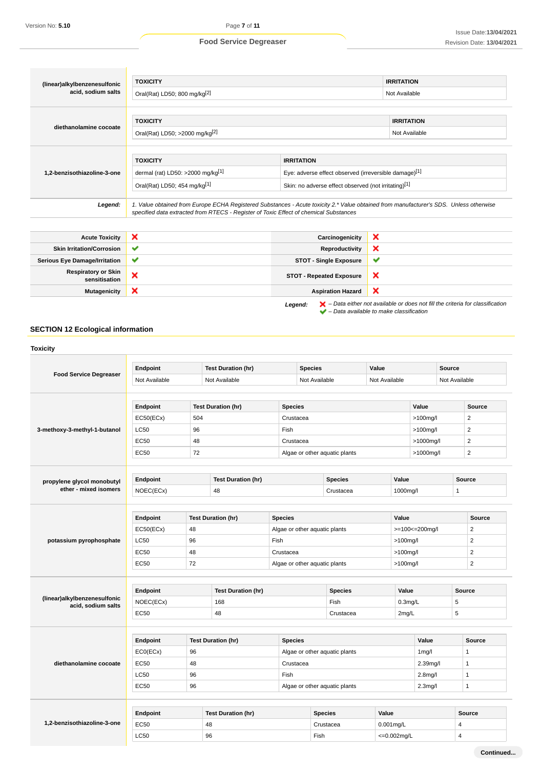| **(linear)alkylbenzenesulfonic acid, sodium salts** | TOXICITY | IRRITATION |
|---|---|---|
| | Oral(Rat) LD50; 800 mg/kg[2] | Not Available |

| **diethanolamine cocoate** | TOXICITY | IRRITATION |
|---|---|---|
| | Oral(Rat) LD50; >2000 mg/kg[2] | Not Available |

| **1,2-benzisothiazoline-3-one** | TOXICITY | IRRITATION |
|---|---|---|
| | dermal (rat) LD50: >2000 mg/kg[1] | Eye: adverse effect observed (irreversible damage)[1] |
| | Oral(Rat) LD50; 454 mg/kg[1] | Skin: no adverse effect observed (not irritating)[1] |

***Legend:*** *1. Value obtained from Europe ECHA Registered Substances - Acute toxicity 2.\* Value obtained from manufacturer's SDS. Unless otherwise specified data extracted from RTECS - Register of Toxic Effect of chemical Substances*

| | | | |
|---|---|---|---|
| **Acute Toxicity** | ✘ | **Carcinogenicity** | ✘ |
| **Skin Irritation/Corrosion** | ✔ | **Reproductivity** | ✘ |
| **Serious Eye Damage/Irritation** | ✔ | **STOT - Single Exposure** | ✔ |
| **Respiratory or Skin sensitisation** | ✘ | **STOT - Repeated Exposure** | ✘ |
| **Mutagenicity** | ✘ | **Aspiration Hazard** | ✘ |

***Legend:*** ✘ *– Data either not available or does not fill the criteria for classification*
✔ *– Data available to make classification*

## SECTION 12 Ecological information

### Toxicity

| **Food Service Degreaser** | Endpoint | Test Duration (hr) | Species | Value | Source |
|---|---|---|---|---|---|
| | Not Available | Not Available | Not Available | Not Available | Not Available |

| **3-methoxy-3-methyl-1-butanol** | Endpoint | Test Duration (hr) | Species | Value | Source |
|---|---|---|---|---|---|
| | EC50(ECx) | 504 | Crustacea | >100mg/l | 2 |
| | LC50 | 96 | Fish | >100mg/l | 2 |
| | EC50 | 48 | Crustacea | >1000mg/l | 2 |
| | EC50 | 72 | Algae or other aquatic plants | >1000mg/l | 2 |

| **propylene glycol monobutyl ether - mixed isomers** | Endpoint | Test Duration (hr) | Species | Value | Source |
|---|---|---|---|---|---|
| | NOEC(ECx) | 48 | Crustacea | 1000mg/l | 1 |

| **potassium pyrophosphate** | Endpoint | Test Duration (hr) | Species | Value | Source |
|---|---|---|---|---|---|
| | EC50(ECx) | 48 | Algae or other aquatic plants | >=100<=200mg/l | 2 |
| | LC50 | 96 | Fish | >100mg/l | 2 |
| | EC50 | 48 | Crustacea | >100mg/l | 2 |
| | EC50 | 72 | Algae or other aquatic plants | >100mg/l | 2 |

| **(linear)alkylbenzenesulfonic acid, sodium salts** | Endpoint | Test Duration (hr) | Species | Value | Source |
|---|---|---|---|---|---|
| | NOEC(ECx) | 168 | Fish | 0.3mg/L | 5 |
| | EC50 | 48 | Crustacea | 2mg/L | 5 |

| **diethanolamine cocoate** | Endpoint | Test Duration (hr) | Species | Value | Source |
|---|---|---|---|---|---|
| | EC0(ECx) | 96 | Algae or other aquatic plants | 1mg/l | 1 |
| | EC50 | 48 | Crustacea | 2.39mg/l | 1 |
| | LC50 | 96 | Fish | 2.8mg/l | 1 |
| | EC50 | 96 | Algae or other aquatic plants | 2.3mg/l | 1 |

| **1,2-benzisothiazoline-3-one** | Endpoint | Test Duration (hr) | Species | Value | Source |
|---|---|---|---|---|---|
| | EC50 | 48 | Crustacea | 0.001mg/L | 4 |
| | LC50 | 96 | Fish | <=0.002mg/L | 4 |

**Continued...**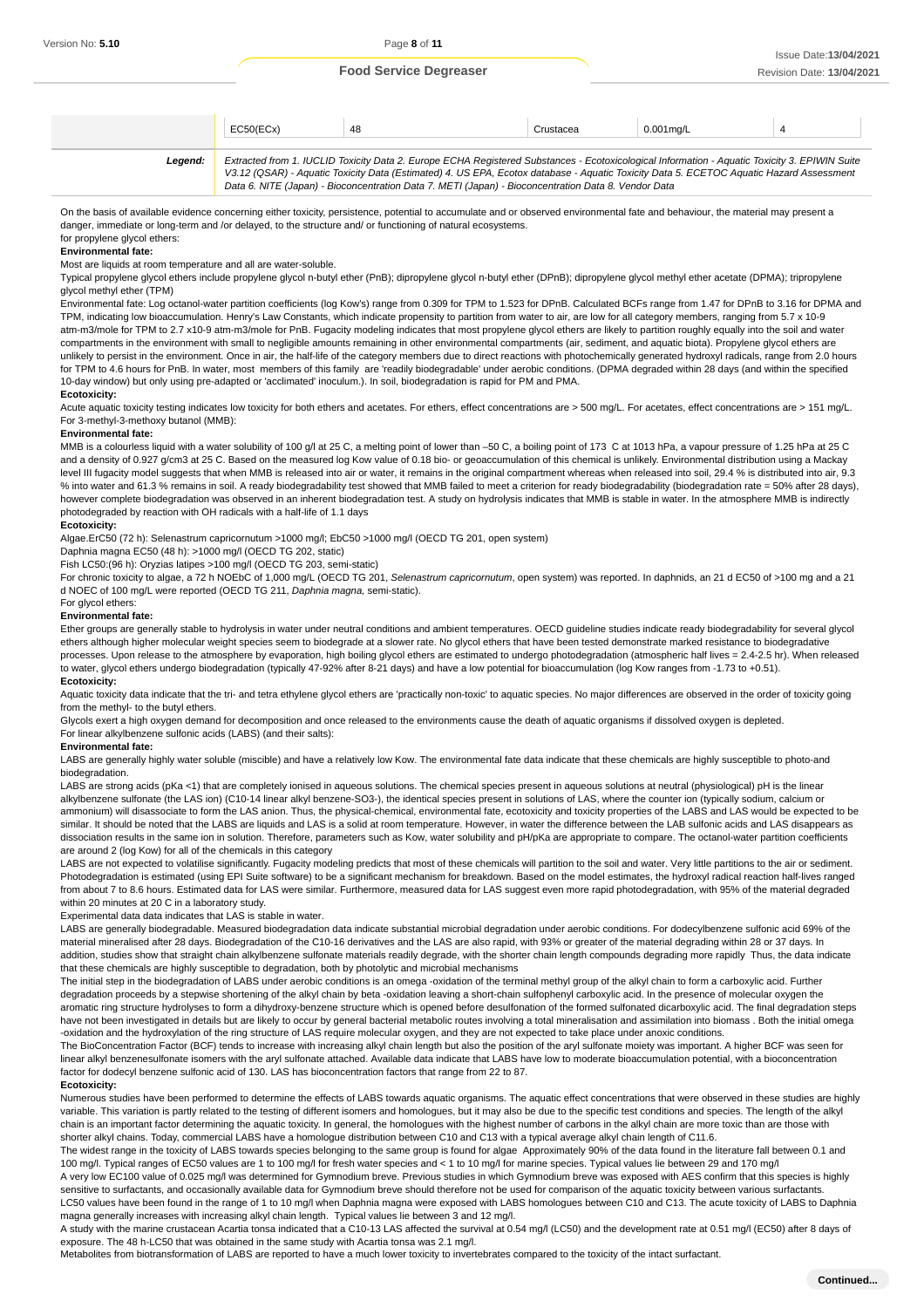| | | | | | |
|---|---|---|---|---|---|
| | EC50(ECx) | 48 | Crustacea | 0.001mg/L | 4 |
| **Legend:** | *Extracted from 1. IUCLID Toxicity Data 2. Europe ECHA Registered Substances - Ecotoxicological Information - Aquatic Toxicity 3. EPIWIN Suite V3.12 (QSAR) - Aquatic Toxicity Data (Estimated) 4. US EPA, Ecotox database - Aquatic Toxicity Data 5. ECETOC Aquatic Hazard Assessment Data 6. NITE (Japan) - Bioconcentration Data 7. METI (Japan) - Bioconcentration Data 8. Vendor Data* | | | | |

On the basis of available evidence concerning either toxicity, persistence, potential to accumulate and or observed environmental fate and behaviour, the material may present a danger, immediate or long-term and /or delayed, to the structure and/ or functioning of natural ecosystems.

for propylene glycol ethers:

**Environmental fate:**

Most are liquids at room temperature and all are water-soluble.

Typical propylene glycol ethers include propylene glycol n-butyl ether (PnB); dipropylene glycol n-butyl ether (DPnB); dipropylene glycol methyl ether acetate (DPMA); tripropylene glycol methyl ether (TPM)

Environmental fate: Log octanol-water partition coefficients (log Kow's) range from 0.309 for TPM to 1.523 for DPnB. Calculated BCFs range from 1.47 for DPnB to 3.16 for DPMA and TPM, indicating low bioaccumulation. Henry's Law Constants, which indicate propensity to partition from water to air, are low for all category members, ranging from 5.7 x 10-9 atm-m3/mole for TPM to 2.7 x10-9 atm-m3/mole for PnB. Fugacity modeling indicates that most propylene glycol ethers are likely to partition roughly equally into the soil and water compartments in the environment with small to negligible amounts remaining in other environmental compartments (air, sediment, and aquatic biota). Propylene glycol ethers are unlikely to persist in the environment. Once in air, the half-life of the category members due to direct reactions with photochemically generated hydroxyl radicals, range from 2.0 hours for TPM to 4.6 hours for PnB. In water, most members of this family are 'readily biodegradable' under aerobic conditions. (DPMA degraded within 28 days (and within the specified 10-day window) but only using pre-adapted or 'acclimated' inoculum.). In soil, biodegradation is rapid for PM and PMA.

**Ecotoxicity:**

Acute aquatic toxicity testing indicates low toxicity for both ethers and acetates. For ethers, effect concentrations are > 500 mg/L. For acetates, effect concentrations are > 151 mg/L.

For 3-methyl-3-methoxy butanol (MMB):

**Environmental fate:**

MMB is a colourless liquid with a water solubility of 100 g/l at 25 C, a melting point of lower than –50 C, a boiling point of 173 C at 1013 hPa, a vapour pressure of 1.25 hPa at 25 C and a density of 0.927 g/cm3 at 25 C. Based on the measured log Kow value of 0.18 bio- or geoaccumulation of this chemical is unlikely. Environmental distribution using a Mackay level III fugacity model suggests that when MMB is released into air or water, it remains in the original compartment whereas when released into soil, 29.4 % is distributed into air, 9.3 % into water and 61.3 % remains in soil. A ready biodegradability test showed that MMB failed to meet a criterion for ready biodegradability (biodegradation rate = 50% after 28 days), however complete biodegradation was observed in an inherent biodegradation test. A study on hydrolysis indicates that MMB is stable in water. In the atmosphere MMB is indirectly photodegraded by reaction with OH radicals with a half-life of 1.1 days

**Ecotoxicity:**

Algae.ErC50 (72 h): Selenastrum capricornutum >1000 mg/l; EbC50 >1000 mg/l (OECD TG 201, open system)

Daphnia magna EC50 (48 h): >1000 mg/l (OECD TG 202, static)

Fish LC50:(96 h): Oryzias latipes >100 mg/l (OECD TG 203, semi-static)

For chronic toxicity to algae, a 72 h NOEbC of 1,000 mg/L (OECD TG 201, *Selenastrum capricornutum*, open system) was reported. In daphnids, an 21 d EC50 of >100 mg and a 21 d NOEC of 100 mg/L were reported (OECD TG 211, *Daphnia magna*, semi-static).

For glycol ethers:

**Environmental fate:**

Ether groups are generally stable to hydrolysis in water under neutral conditions and ambient temperatures. OECD guideline studies indicate ready biodegradability for several glycol ethers although higher molecular weight species seem to biodegrade at a slower rate. No glycol ethers that have been tested demonstrate marked resistance to biodegradative processes. Upon release to the atmosphere by evaporation, high boiling glycol ethers are estimated to undergo photodegradation (atmospheric half lives = 2.4-2.5 hr). When released to water, glycol ethers undergo biodegradation (typically 47-92% after 8-21 days) and have a low potential for bioaccumulation (log Kow ranges from -1.73 to +0.51).

**Ecotoxicity:**

Aquatic toxicity data indicate that the tri- and tetra ethylene glycol ethers are 'practically non-toxic' to aquatic species. No major differences are observed in the order of toxicity going from the methyl- to the butyl ethers.

Glycols exert a high oxygen demand for decomposition and once released to the environments cause the death of aquatic organisms if dissolved oxygen is depleted.

For linear alkylbenzene sulfonic acids (LABS) (and their salts):

**Environmental fate:**

LABS are generally highly water soluble (miscible) and have a relatively low Kow. The environmental fate data indicate that these chemicals are highly susceptible to photo-and biodegradation.

LABS are strong acids (pKa <1) that are completely ionised in aqueous solutions. The chemical species present in aqueous solutions at neutral (physiological) pH is the linear alkylbenzene sulfonate (the LAS ion) (C10-14 linear alkyl benzene-SO3-), the identical species present in solutions of LAS, where the counter ion (typically sodium, calcium or ammonium) will disassociate to form the LAS anion. Thus, the physical-chemical, environmental fate, ecotoxicity and toxicity properties of the LABS and LAS would be expected to be similar. It should be noted that the LABS are liquids and LAS is a solid at room temperature. However, in water the difference between the LAB sulfonic acids and LAS disappears as dissociation results in the same ion in solution. Therefore, parameters such as Kow, water solubility and pH/pKa are appropriate to compare. The octanol-water partition coefficients are around 2 (log Kow) for all of the chemicals in this category

LABS are not expected to volatilise significantly. Fugacity modeling predicts that most of these chemicals will partition to the soil and water. Very little partitions to the air or sediment. Photodegradation is estimated (using EPI Suite software) to be a significant mechanism for breakdown. Based on the model estimates, the hydroxyl radical reaction half-lives ranged from about 7 to 8.6 hours. Estimated data for LAS were similar. Furthermore, measured data for LAS suggest even more rapid photodegradation, with 95% of the material degraded within 20 minutes at 20 C in a laboratory study.

Experimental data data indicates that LAS is stable in water.

LABS are generally biodegradable. Measured biodegradation data indicate substantial microbial degradation under aerobic conditions. For dodecylbenzene sulfonic acid 69% of the material mineralised after 28 days. Biodegradation of the C10-16 derivatives and the LAS are also rapid, with 93% or greater of the material degrading within 28 or 37 days. In addition, studies show that straight chain alkylbenzene sulfonate materials readily degrade, with the shorter chain length compounds degrading more rapidly Thus, the data indicate that these chemicals are highly susceptible to degradation, both by photolytic and microbial mechanisms

The initial step in the biodegradation of LABS under aerobic conditions is an omega -oxidation of the terminal methyl group of the alkyl chain to form a carboxylic acid. Further degradation proceeds by a stepwise shortening of the alkyl chain by beta -oxidation leaving a short-chain sulfophenyl carboxylic acid. In the presence of molecular oxygen the aromatic ring structure hydrolyses to form a dihydroxy-benzene structure which is opened before desulfonation of the formed sulfonated dicarboxylic acid. The final degradation steps have not been investigated in details but are likely to occur by general bacterial metabolic routes involving a total mineralisation and assimilation into biomass . Both the initial omega -oxidation and the hydroxylation of the ring structure of LAS require molecular oxygen, and they are not expected to take place under anoxic conditions.

The BioConcentration Factor (BCF) tends to increase with increasing alkyl chain length but also the position of the aryl sulfonate moiety was important. A higher BCF was seen for linear alkyl benzenesulfonate isomers with the aryl sulfonate attached. Available data indicate that LABS have low to moderate bioaccumulation potential, with a bioconcentration factor for dodecyl benzene sulfonic acid of 130. LAS has bioconcentration factors that range from 22 to 87.

**Ecotoxicity:**

Numerous studies have been performed to determine the effects of LABS towards aquatic organisms. The aquatic effect concentrations that were observed in these studies are highly variable. This variation is partly related to the testing of different isomers and homologues, but it may also be due to the specific test conditions and species. The length of the alkyl chain is an important factor determining the aquatic toxicity. In general, the homologues with the highest number of carbons in the alkyl chain are more toxic than are those with shorter alkyl chains. Today, commercial LABS have a homologue distribution between C10 and C13 with a typical average alkyl chain length of C11.6.

The widest range in the toxicity of LABS towards species belonging to the same group is found for algae Approximately 90% of the data found in the literature fall between 0.1 and 100 mg/l. Typical ranges of EC50 values are 1 to 100 mg/l for fresh water species and < 1 to 10 mg/l for marine species. Typical values lie between 29 and 170 mg/l

A very low EC100 value of 0.025 mg/l was determined for Gymnodium breve. Previous studies in which Gymnodium breve was exposed with AES confirm that this species is highly sensitive to surfactants, and occasionally available data for Gymnodium breve should therefore not be used for comparison of the aquatic toxicity between various surfactants.

LC50 values have been found in the range of 1 to 10 mg/l when Daphnia magna were exposed with LABS homologues between C10 and C13. The acute toxicity of LABS to Daphnia magna generally increases with increasing alkyl chain length. Typical values lie between 3 and 12 mg/l.

A study with the marine crustacean Acartia tonsa indicated that a C10-13 LAS affected the survival at 0.54 mg/l (LC50) and the development rate at 0.51 mg/l (EC50) after 8 days of exposure. The 48 h-LC50 that was obtained in the same study with Acartia tonsa was 2.1 mg/l.

Metabolites from biotransformation of LABS are reported to have a much lower toxicity to invertebrates compared to the toxicity of the intact surfactant.

**Continued...**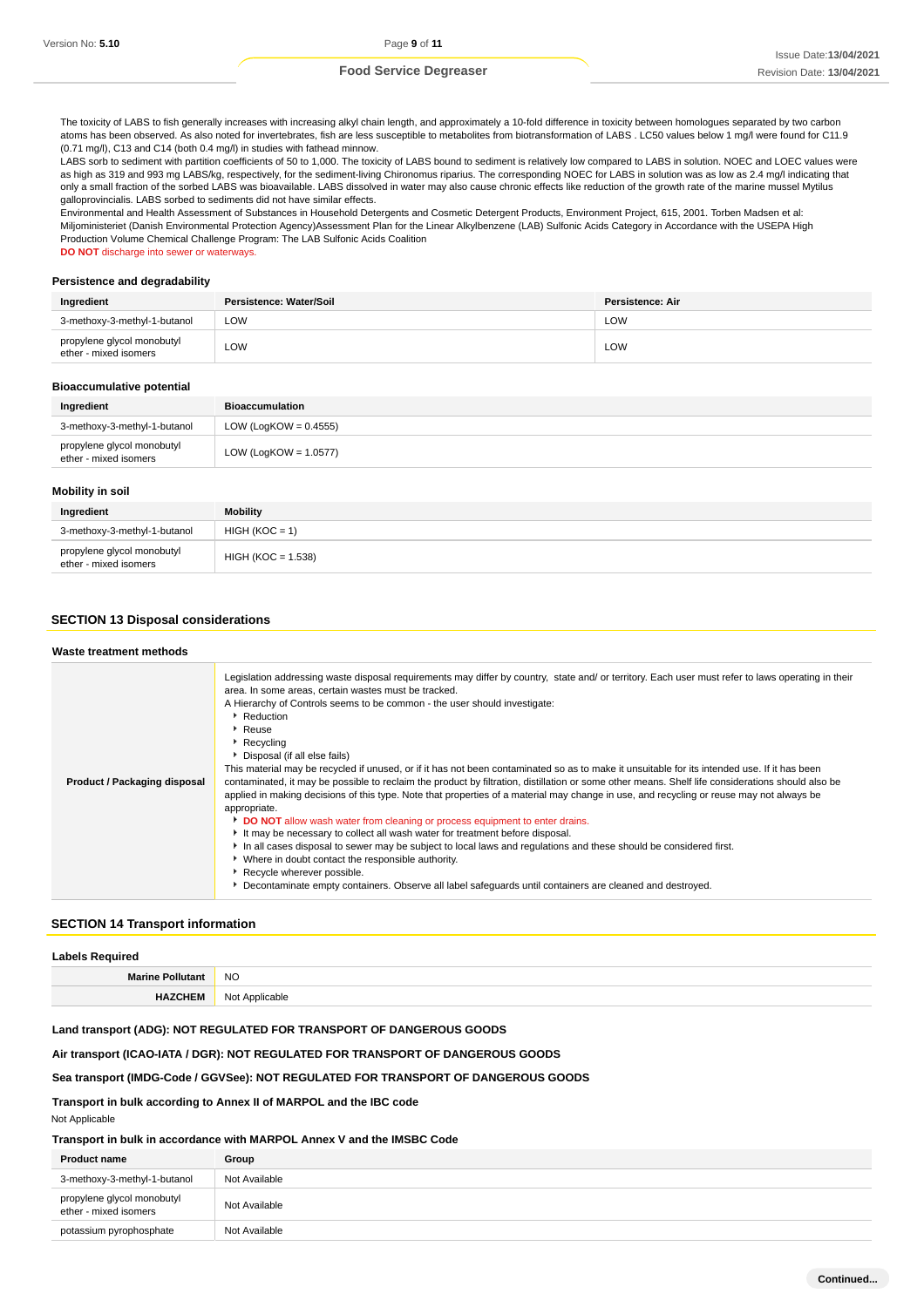The toxicity of LABS to fish generally increases with increasing alkyl chain length, and approximately a 10-fold difference in toxicity between homologues separated by two carbon atoms has been observed. As also noted for invertebrates, fish are less susceptible to metabolites from biotransformation of LABS . LC50 values below 1 mg/l were found for C11.9 (0.71 mg/l), C13 and C14 (both 0.4 mg/l) in studies with fathead minnow.
LABS sorb to sediment with partition coefficients of 50 to 1,000. The toxicity of LABS bound to sediment is relatively low compared to LABS in solution. NOEC and LOEC values were as high as 319 and 993 mg LABS/kg, respectively, for the sediment-living Chironomus riparius. The corresponding NOEC for LABS in solution was as low as 2.4 mg/l indicating that only a small fraction of the sorbed LABS was bioavailable. LABS dissolved in water may also cause chronic effects like reduction of the growth rate of the marine mussel Mytilus galloprovincialis. LABS sorbed to sediments did not have similar effects.
Environmental and Health Assessment of Substances in Household Detergents and Cosmetic Detergent Products, Environment Project, 615, 2001. Torben Madsen et al: Miljoministeriet (Danish Environmental Protection Agency)Assessment Plan for the Linear Alkylbenzene (LAB) Sulfonic Acids Category in Accordance with the USEPA High Production Volume Chemical Challenge Program: The LAB Sulfonic Acids Coalition
**DO NOT** discharge into sewer or waterways.

### Persistence and degradability

| Ingredient | Persistence: Water/Soil | Persistence: Air |
|---|---|---|
| 3-methoxy-3-methyl-1-butanol | LOW | LOW |
| propylene glycol monobutyl ether - mixed isomers | LOW | LOW |

### Bioaccumulative potential

| Ingredient | Bioaccumulation |
|---|---|
| 3-methoxy-3-methyl-1-butanol | LOW (LogKOW = 0.4555) |
| propylene glycol monobutyl ether - mixed isomers | LOW (LogKOW = 1.0577) |

### Mobility in soil

| Ingredient | Mobility |
|---|---|
| 3-methoxy-3-methyl-1-butanol | HIGH (KOC = 1) |
| propylene glycol monobutyl ether - mixed isomers | HIGH (KOC = 1.538) |

## SECTION 13 Disposal considerations

### Waste treatment methods

| | |
|---|---|
| **Product / Packaging disposal** | Legislation addressing waste disposal requirements may differ by country, state and/ or territory. Each user must refer to laws operating in their area. In some areas, certain wastes must be tracked.<br>A Hierarchy of Controls seems to be common - the user should investigate:<br>▸ Reduction<br>▸ Reuse<br>▸ Recycling<br>▸ Disposal (if all else fails)<br>This material may be recycled if unused, or if it has not been contaminated so as to make it unsuitable for its intended use. If it has been contaminated, it may be possible to reclaim the product by filtration, distillation or some other means. Shelf life considerations should also be applied in making decisions of this type. Note that properties of a material may change in use, and recycling or reuse may not always be appropriate.<br>▸ **DO NOT** allow wash water from cleaning or process equipment to enter drains.<br>▸ It may be necessary to collect all wash water for treatment before disposal.<br>▸ In all cases disposal to sewer may be subject to local laws and regulations and these should be considered first.<br>▸ Where in doubt contact the responsible authority.<br>▸ Recycle wherever possible.<br>▸ Decontaminate empty containers. Observe all label safeguards until containers are cleaned and destroyed. |

## SECTION 14 Transport information

### Labels Required

| | |
|---|---|
| **Marine Pollutant** | NO |
| **HAZCHEM** | Not Applicable |

**Land transport (ADG): NOT REGULATED FOR TRANSPORT OF DANGEROUS GOODS**

**Air transport (ICAO-IATA / DGR): NOT REGULATED FOR TRANSPORT OF DANGEROUS GOODS**

**Sea transport (IMDG-Code / GGVSee): NOT REGULATED FOR TRANSPORT OF DANGEROUS GOODS**

### Transport in bulk according to Annex II of MARPOL and the IBC code

Not Applicable

### Transport in bulk in accordance with MARPOL Annex V and the IMSBC Code

| Product name | Group |
|---|---|
| 3-methoxy-3-methyl-1-butanol | Not Available |
| propylene glycol monobutyl ether - mixed isomers | Not Available |
| potassium pyrophosphate | Not Available |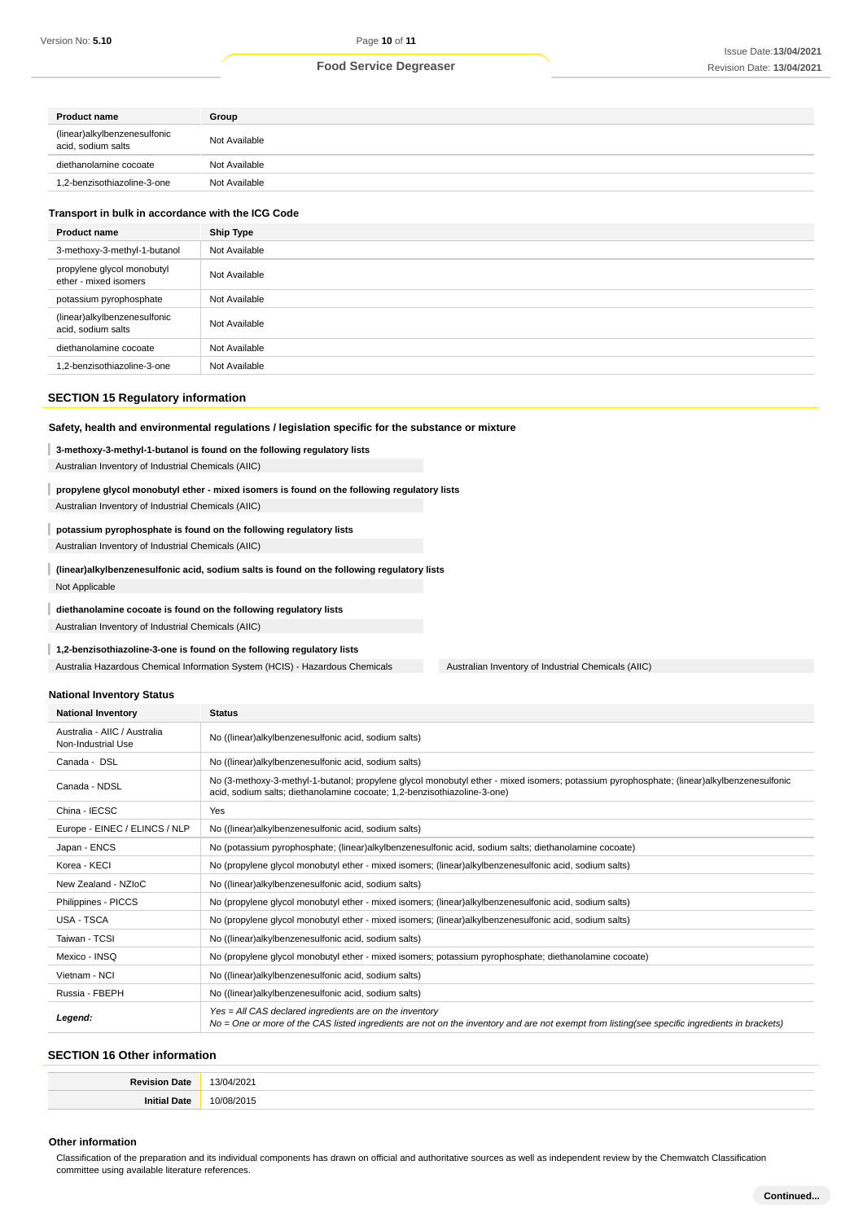| Product name | Group |
| --- | --- |
| (linear)alkylbenzenesulfonic acid, sodium salts | Not Available |
| diethanolamine cocoate | Not Available |
| 1,2-benzisothiazoline-3-one | Not Available |

### Transport in bulk in accordance with the ICG Code

| Product name | Ship Type |
| --- | --- |
| 3-methoxy-3-methyl-1-butanol | Not Available |
| propylene glycol monobutyl ether - mixed isomers | Not Available |
| potassium pyrophosphate | Not Available |
| (linear)alkylbenzenesulfonic acid, sodium salts | Not Available |
| diethanolamine cocoate | Not Available |
| 1,2-benzisothiazoline-3-one | Not Available |

## SECTION 15 Regulatory information

### Safety, health and environmental regulations / legislation specific for the substance or mixture

**3-methoxy-3-methyl-1-butanol is found on the following regulatory lists**

Australian Inventory of Industrial Chemicals (AIIC)

**propylene glycol monobutyl ether - mixed isomers is found on the following regulatory lists**

Australian Inventory of Industrial Chemicals (AIIC)

**potassium pyrophosphate is found on the following regulatory lists**

Australian Inventory of Industrial Chemicals (AIIC)

**(linear)alkylbenzenesulfonic acid, sodium salts is found on the following regulatory lists**

Not Applicable

**diethanolamine cocoate is found on the following regulatory lists**

Australian Inventory of Industrial Chemicals (AIIC)

**1,2-benzisothiazoline-3-one is found on the following regulatory lists**

Australia Hazardous Chemical Information System (HCIS) - Hazardous Chemicals

Australian Inventory of Industrial Chemicals (AIIC)

### National Inventory Status

| National Inventory | Status |
| --- | --- |
| Australia - AIIC / Australia Non-Industrial Use | No ((linear)alkylbenzenesulfonic acid, sodium salts) |
| Canada - DSL | No ((linear)alkylbenzenesulfonic acid, sodium salts) |
| Canada - NDSL | No (3-methoxy-3-methyl-1-butanol; propylene glycol monobutyl ether - mixed isomers; potassium pyrophosphate; (linear)alkylbenzenesulfonic acid, sodium salts; diethanolamine cocoate; 1,2-benzisothiazoline-3-one) |
| China - IECSC | Yes |
| Europe - EINEC / ELINCS / NLP | No ((linear)alkylbenzenesulfonic acid, sodium salts) |
| Japan - ENCS | No (potassium pyrophosphate; (linear)alkylbenzenesulfonic acid, sodium salts; diethanolamine cocoate) |
| Korea - KECI | No (propylene glycol monobutyl ether - mixed isomers; (linear)alkylbenzenesulfonic acid, sodium salts) |
| New Zealand - NZIoC | No ((linear)alkylbenzenesulfonic acid, sodium salts) |
| Philippines - PICCS | No (propylene glycol monobutyl ether - mixed isomers; (linear)alkylbenzenesulfonic acid, sodium salts) |
| USA - TSCA | No (propylene glycol monobutyl ether - mixed isomers; (linear)alkylbenzenesulfonic acid, sodium salts) |
| Taiwan - TCSI | No ((linear)alkylbenzenesulfonic acid, sodium salts) |
| Mexico - INSQ | No (propylene glycol monobutyl ether - mixed isomers; potassium pyrophosphate; diethanolamine cocoate) |
| Vietnam - NCI | No ((linear)alkylbenzenesulfonic acid, sodium salts) |
| Russia - FBEPH | No ((linear)alkylbenzenesulfonic acid, sodium salts) |
| *Legend:* | *Yes = All CAS declared ingredients are on the inventory*<br>*No = One or more of the CAS listed ingredients are not on the inventory and are not exempt from listing(see specific ingredients in brackets)* |

## SECTION 16 Other information

| | |
| --- | --- |
| **Revision Date** | 13/04/2021 |
| **Initial Date** | 10/08/2015 |

### Other information

Classification of the preparation and its individual components has drawn on official and authoritative sources as well as independent review by the Chemwatch Classification committee using available literature references.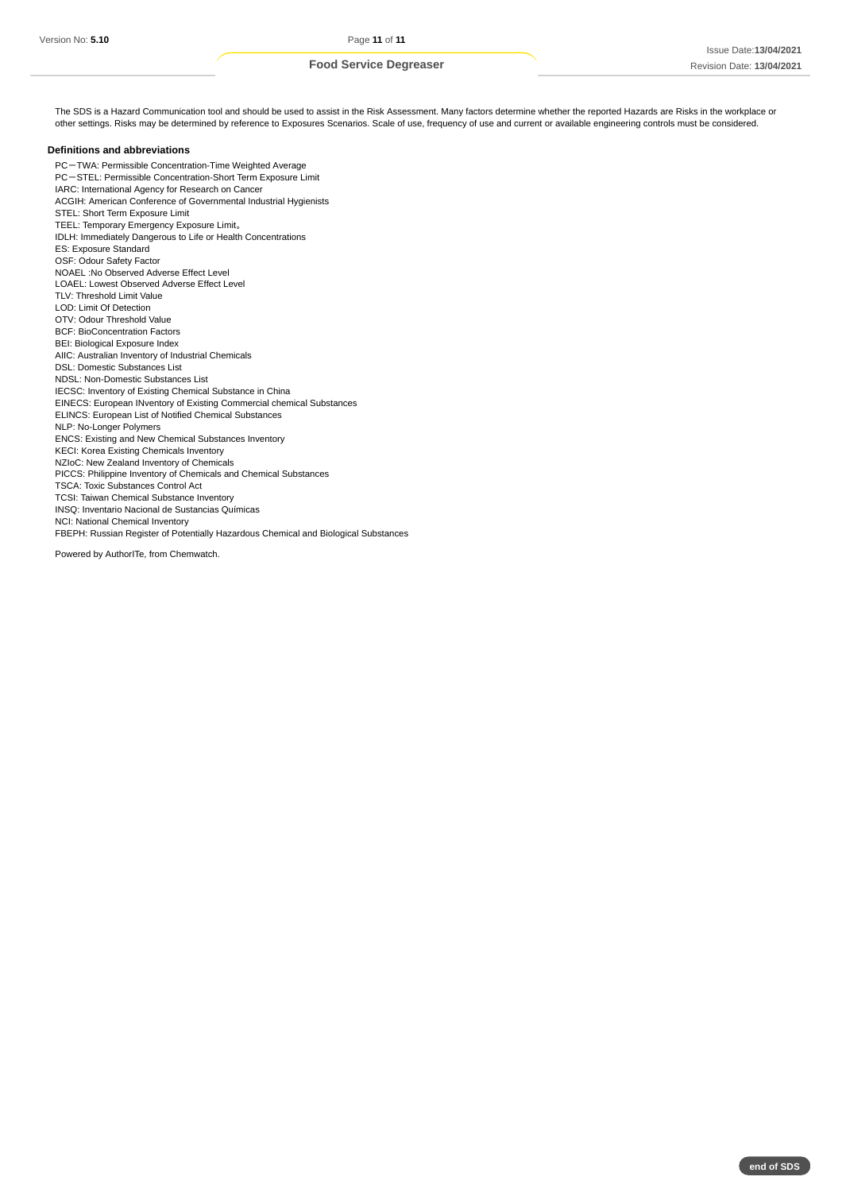The SDS is a Hazard Communication tool and should be used to assist in the Risk Assessment. Many factors determine whether the reported Hazards are Risks in the workplace or other settings. Risks may be determined by reference to Exposures Scenarios. Scale of use, frequency of use and current or available engineering controls must be considered.

### Definitions and abbreviations

PC－TWA: Permissible Concentration-Time Weighted Average
PC－STEL: Permissible Concentration-Short Term Exposure Limit
IARC: International Agency for Research on Cancer
ACGIH: American Conference of Governmental Industrial Hygienists
STEL: Short Term Exposure Limit
TEEL: Temporary Emergency Exposure Limit。
IDLH: Immediately Dangerous to Life or Health Concentrations
ES: Exposure Standard
OSF: Odour Safety Factor
NOAEL :No Observed Adverse Effect Level
LOAEL: Lowest Observed Adverse Effect Level
TLV: Threshold Limit Value
LOD: Limit Of Detection
OTV: Odour Threshold Value
BCF: BioConcentration Factors
BEI: Biological Exposure Index
AIIC: Australian Inventory of Industrial Chemicals
DSL: Domestic Substances List
NDSL: Non-Domestic Substances List
IECSC: Inventory of Existing Chemical Substance in China
EINECS: European INventory of Existing Commercial chemical Substances
ELINCS: European List of Notified Chemical Substances
NLP: No-Longer Polymers
ENCS: Existing and New Chemical Substances Inventory
KECI: Korea Existing Chemicals Inventory
NZIoC: New Zealand Inventory of Chemicals
PICCS: Philippine Inventory of Chemicals and Chemical Substances
TSCA: Toxic Substances Control Act
TCSI: Taiwan Chemical Substance Inventory
INSQ: Inventario Nacional de Sustancias Químicas
NCI: National Chemical Inventory
FBEPH: Russian Register of Potentially Hazardous Chemical and Biological Substances

Powered by AuthorITe, from Chemwatch.

end of SDS